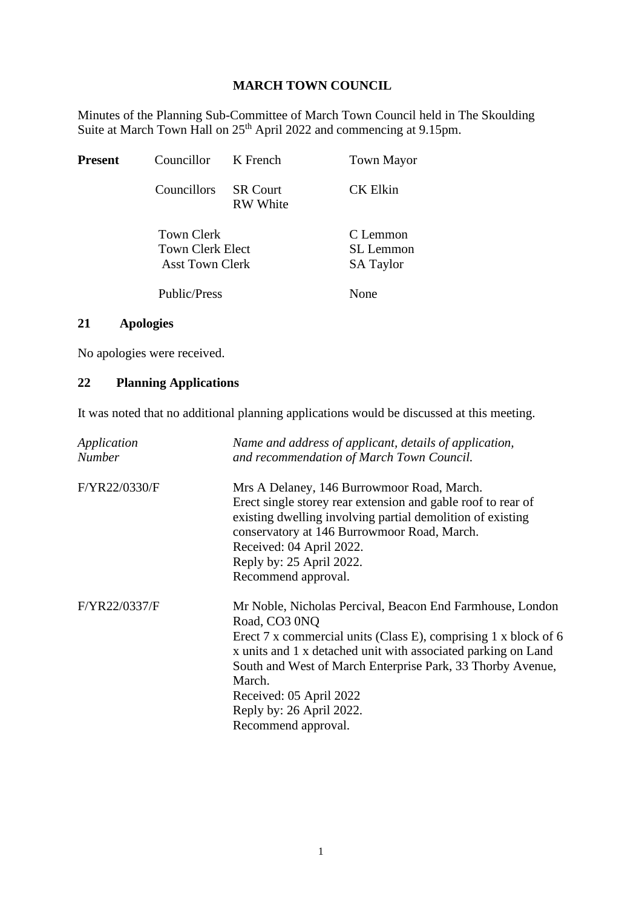# MARCH TOWN COUNCIL

Minutes of the Planning Sub-Committee of March Town Council held in The Skoulding Suite at March Town Hall on 25th April 2022 and commencing at 9.15pm.

| **Present** | | | |
|---|---|---|---|
| | Councillor | K French | Town Mayor |
| | Councillors | SR Court<br>RW White | CK Elkin |
| | Town Clerk | | C Lemmon |
| | Town Clerk Elect | | SL Lemmon |
| | Asst Town Clerk | | SA Taylor |
| | Public/Press | | None |

## 21 Apologies

No apologies were received.

## 22 Planning Applications

It was noted that no additional planning applications would be discussed at this meeting.

| *Application Number* | *Name and address of applicant, details of application, and recommendation of March Town Council.* |
|---|---|
| F/YR22/0330/F | Mrs A Delaney, 146 Burrowmoor Road, March.<br>Erect single storey rear extension and gable roof to rear of existing dwelling involving partial demolition of existing conservatory at 146 Burrowmoor Road, March.<br>Received: 04 April 2022.<br>Reply by: 25 April 2022.<br>Recommend approval. |
| F/YR22/0337/F | Mr Noble, Nicholas Percival, Beacon End Farmhouse, London Road, CO3 0NQ<br>Erect 7 x commercial units (Class E), comprising 1 x block of 6 x units and 1 x detached unit with associated parking on Land South and West of March Enterprise Park, 33 Thorby Avenue, March.<br>Received: 05 April 2022<br>Reply by: 26 April 2022.<br>Recommend approval. |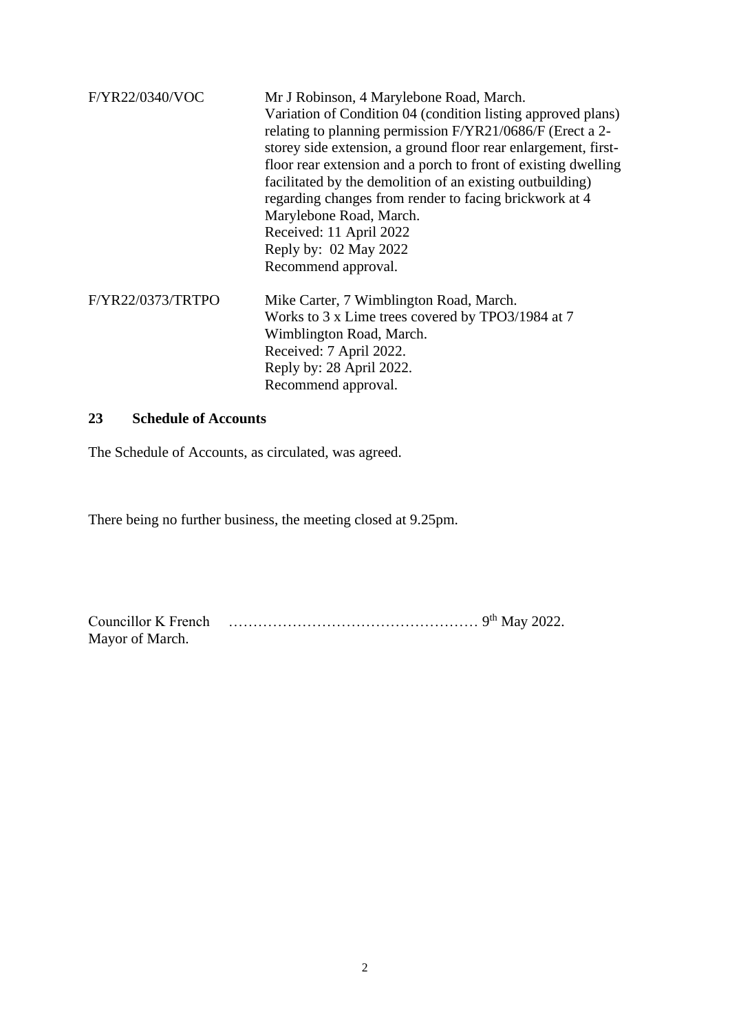| | |
|---|---|
| F/YR22/0340/VOC | Mr J Robinson, 4 Marylebone Road, March.<br>Variation of Condition 04 (condition listing approved plans) relating to planning permission F/YR21/0686/F (Erect a 2-storey side extension, a ground floor rear enlargement, first-floor rear extension and a porch to front of existing dwelling facilitated by the demolition of an existing outbuilding) regarding changes from render to facing brickwork at 4 Marylebone Road, March.<br>Received: 11 April 2022<br>Reply by: 02 May 2022<br>Recommend approval. |
| F/YR22/0373/TRTPO | Mike Carter, 7 Wimblington Road, March.<br>Works to 3 x Lime trees covered by TPO3/1984 at 7 Wimblington Road, March.<br>Received: 7 April 2022.<br>Reply by: 28 April 2022.<br>Recommend approval. |

## 23 Schedule of Accounts

The Schedule of Accounts, as circulated, was agreed.

There being no further business, the meeting closed at 9.25pm.

Councillor K French …………………………………………… 9th May 2022.
Mayor of March.